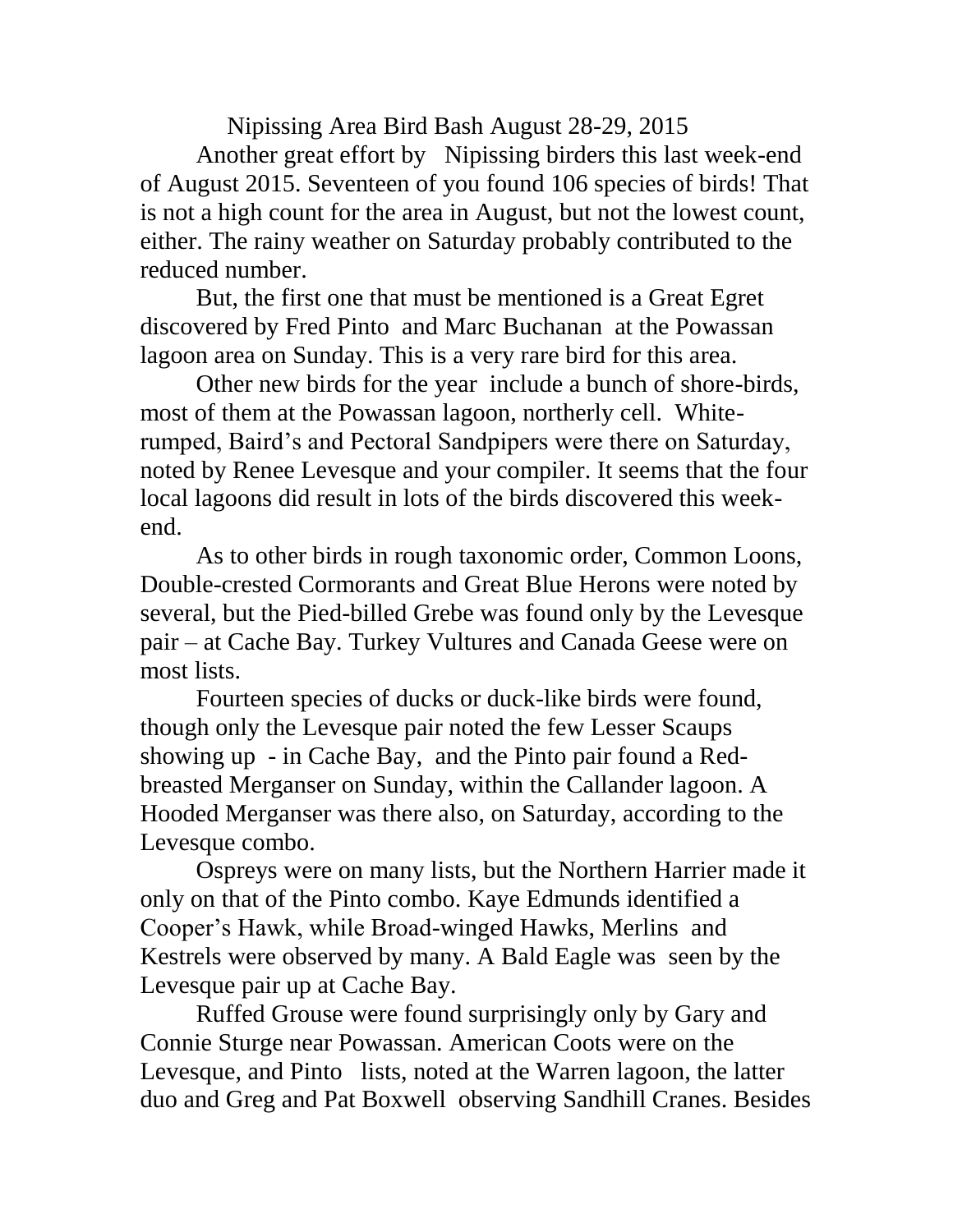# Nipissing Area Bird Bash August 28-29, 2015

Another great effort by Nipissing birders this last week-end of August 2015. Seventeen of you found 106 species of birds! That is not a high count for the area in August, but not the lowest count, either. The rainy weather on Saturday probably contributed to the reduced number.

But, the first one that must be mentioned is a Great Egret discovered by Fred Pinto and Marc Buchanan at the Powassan lagoon area on Sunday. This is a very rare bird for this area.

Other new birds for the year include a bunch of shore-birds, most of them at the Powassan lagoon, northerly cell. White-rumped, Baird's and Pectoral Sandpipers were there on Saturday, noted by Renee Levesque and your compiler. It seems that the four local lagoons did result in lots of the birds discovered this week-end.

As to other birds in rough taxonomic order, Common Loons, Double-crested Cormorants and Great Blue Herons were noted by several, but the Pied-billed Grebe was found only by the Levesque pair – at Cache Bay. Turkey Vultures and Canada Geese were on most lists.

Fourteen species of ducks or duck-like birds were found, though only the Levesque pair noted the few Lesser Scaups showing up - in Cache Bay, and the Pinto pair found a Red-breasted Merganser on Sunday, within the Callander lagoon. A Hooded Merganser was there also, on Saturday, according to the Levesque combo.

Ospreys were on many lists, but the Northern Harrier made it only on that of the Pinto combo. Kaye Edmunds identified a Cooper's Hawk, while Broad-winged Hawks, Merlins and Kestrels were observed by many. A Bald Eagle was seen by the Levesque pair up at Cache Bay.

Ruffed Grouse were found surprisingly only by Gary and Connie Sturge near Powassan. American Coots were on the Levesque, and Pinto lists, noted at the Warren lagoon, the latter duo and Greg and Pat Boxwell observing Sandhill Cranes. Besides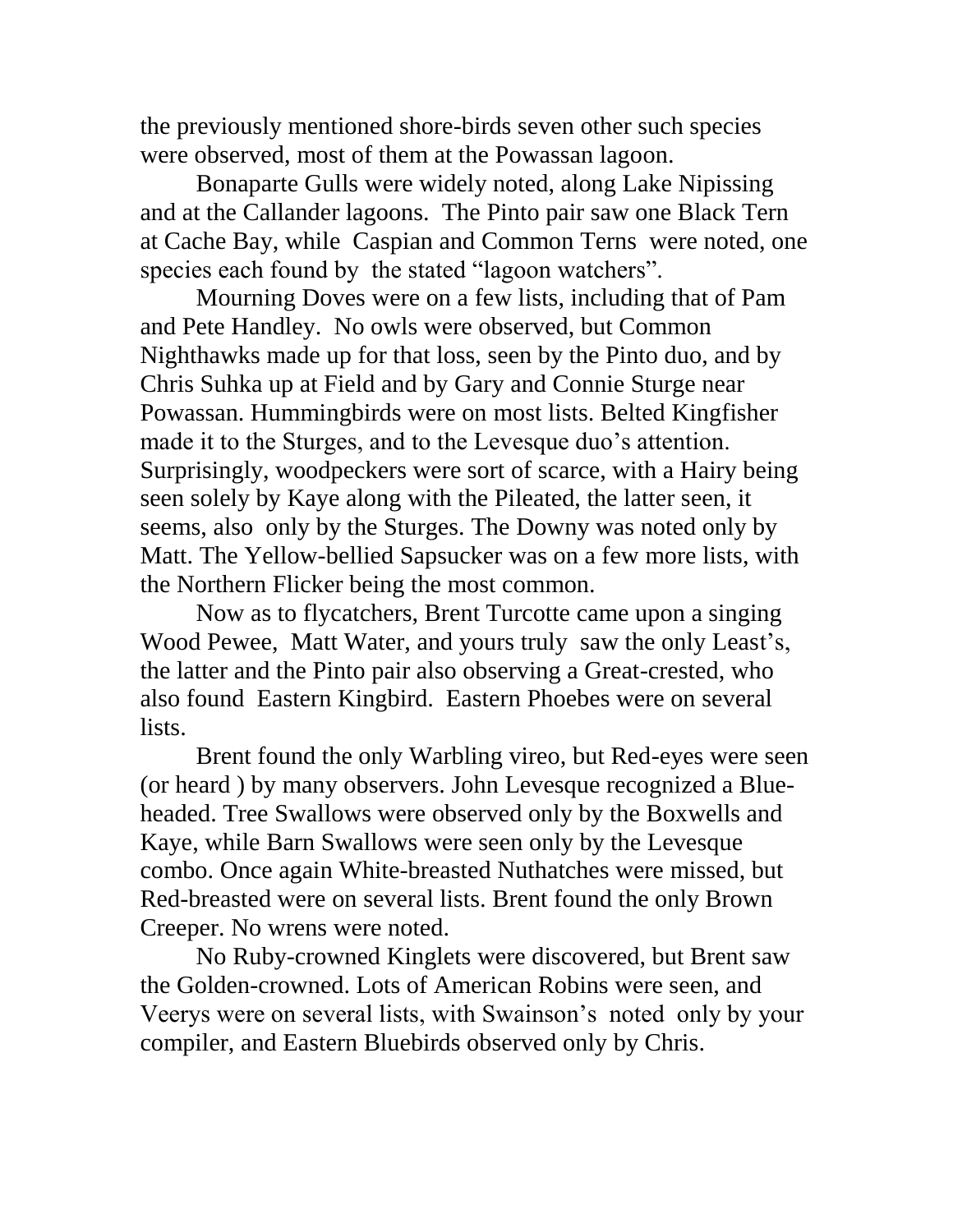the previously mentioned shore-birds seven other such species were observed, most of them at the Powassan lagoon.

Bonaparte Gulls were widely noted, along Lake Nipissing and at the Callander lagoons. The Pinto pair saw one Black Tern at Cache Bay, while Caspian and Common Terns were noted, one species each found by the stated "lagoon watchers".

Mourning Doves were on a few lists, including that of Pam and Pete Handley. No owls were observed, but Common Nighthawks made up for that loss, seen by the Pinto duo, and by Chris Suhka up at Field and by Gary and Connie Sturge near Powassan. Hummingbirds were on most lists. Belted Kingfisher made it to the Sturges, and to the Levesque duo's attention. Surprisingly, woodpeckers were sort of scarce, with a Hairy being seen solely by Kaye along with the Pileated, the latter seen, it seems, also only by the Sturges. The Downy was noted only by Matt. The Yellow-bellied Sapsucker was on a few more lists, with the Northern Flicker being the most common.

Now as to flycatchers, Brent Turcotte came upon a singing Wood Pewee, Matt Water, and yours truly saw the only Least's, the latter and the Pinto pair also observing a Great-crested, who also found Eastern Kingbird. Eastern Phoebes were on several lists.

Brent found the only Warbling vireo, but Red-eyes were seen (or heard ) by many observers. John Levesque recognized a Blue-headed. Tree Swallows were observed only by the Boxwells and Kaye, while Barn Swallows were seen only by the Levesque combo. Once again White-breasted Nuthatches were missed, but Red-breasted were on several lists. Brent found the only Brown Creeper. No wrens were noted.

No Ruby-crowned Kinglets were discovered, but Brent saw the Golden-crowned. Lots of American Robins were seen, and Veerys were on several lists, with Swainson's noted only by your compiler, and Eastern Bluebirds observed only by Chris.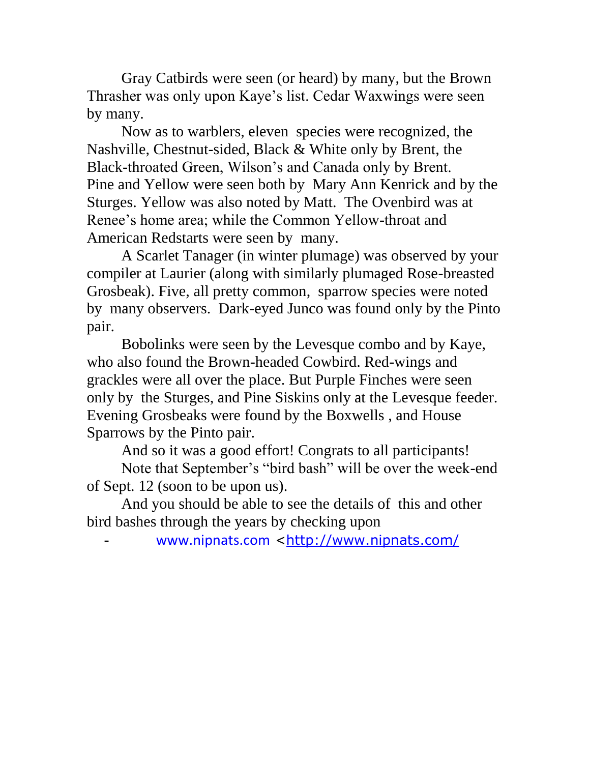Gray Catbirds were seen (or heard) by many, but the Brown Thrasher was only upon Kaye's list. Cedar Waxwings were seen by many.

Now as to warblers, eleven species were recognized, the Nashville, Chestnut-sided, Black & White only by Brent, the Black-throated Green, Wilson's and Canada only by Brent. Pine and Yellow were seen both by Mary Ann Kenrick and by the Sturges. Yellow was also noted by Matt. The Ovenbird was at Renee's home area; while the Common Yellow-throat and American Redstarts were seen by many.

A Scarlet Tanager (in winter plumage) was observed by your compiler at Laurier (along with similarly plumaged Rose-breasted Grosbeak). Five, all pretty common, sparrow species were noted by many observers. Dark-eyed Junco was found only by the Pinto pair.

Bobolinks were seen by the Levesque combo and by Kaye, who also found the Brown-headed Cowbird. Red-wings and grackles were all over the place. But Purple Finches were seen only by the Sturges, and Pine Siskins only at the Levesque feeder. Evening Grosbeaks were found by the Boxwells , and House Sparrows by the Pinto pair.

And so it was a good effort! Congrats to all participants!

Note that September's "bird bash" will be over the week-end of Sept. 12 (soon to be upon us).

And you should be able to see the details of this and other bird bashes through the years by checking upon

- www.nipnats.com <http://www.nipnats.com/